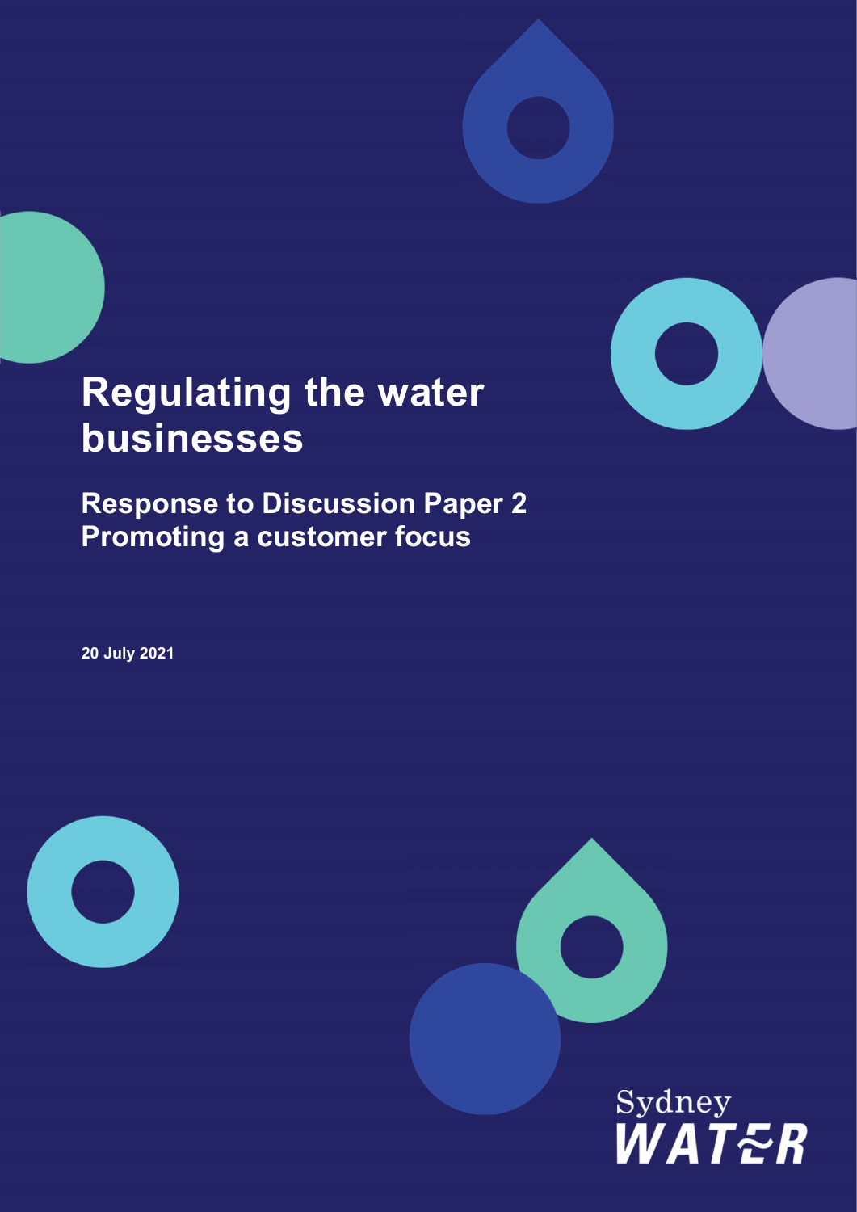# Regulating the water businesses

## Response to Discussion Paper 2 Promoting a customer focus

**20 July 2021**

Sydney WATER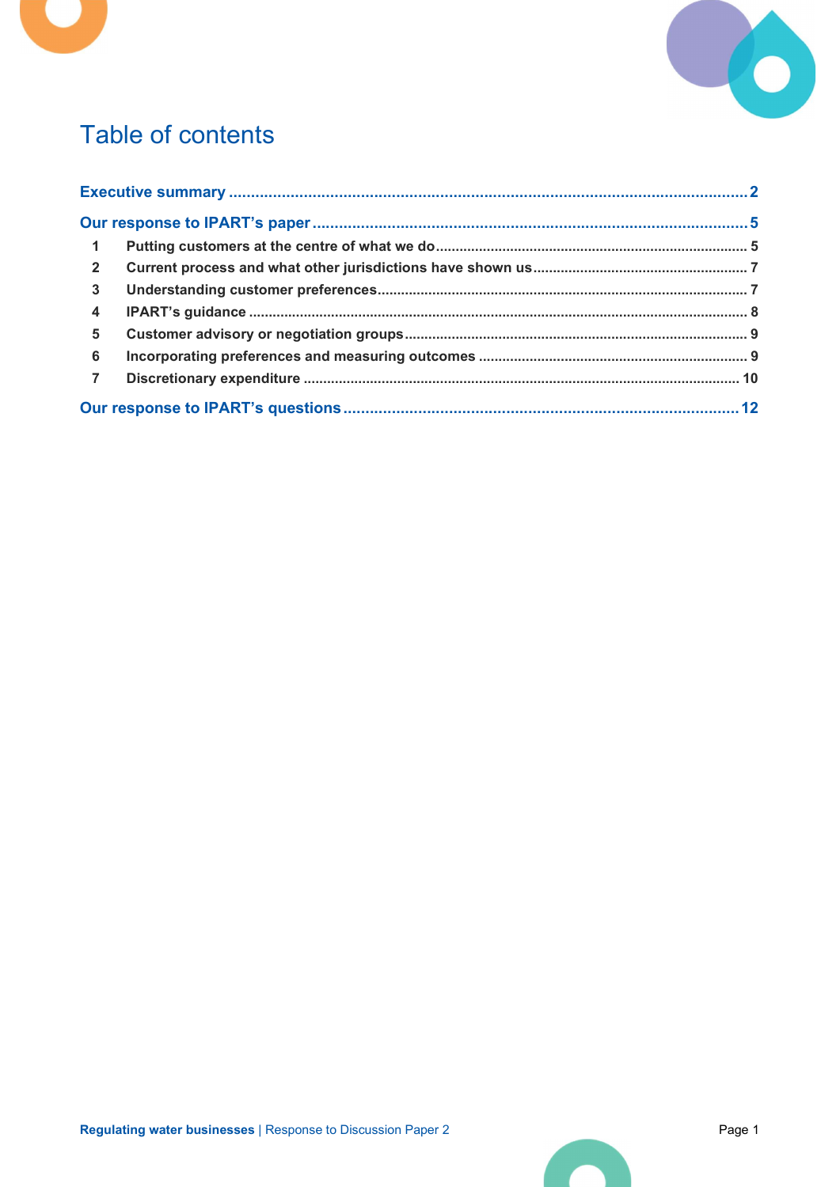# Table of contents

**Executive summary** ..... 2

**Our response to IPART's paper** ..... 5

1. Putting customers at the centre of what we do ..... 5
2. Current process and what other jurisdictions have shown us ..... 7
3. Understanding customer preferences ..... 7
4. IPART's guidance ..... 8
5. Customer advisory or negotiation groups ..... 9
6. Incorporating preferences and measuring outcomes ..... 9
7. Discretionary expenditure ..... 10

**Our response to IPART's questions** ..... 12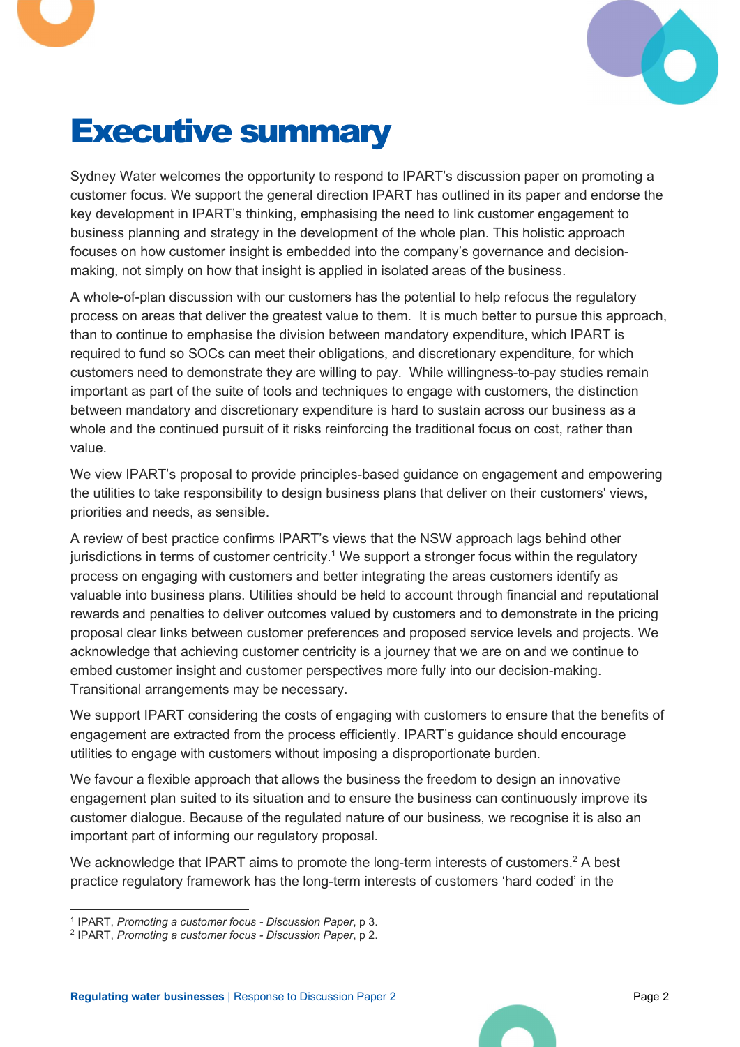# Executive summary

Sydney Water welcomes the opportunity to respond to IPART's discussion paper on promoting a customer focus. We support the general direction IPART has outlined in its paper and endorse the key development in IPART's thinking, emphasising the need to link customer engagement to business planning and strategy in the development of the whole plan. This holistic approach focuses on how customer insight is embedded into the company's governance and decision-making, not simply on how that insight is applied in isolated areas of the business.

A whole-of-plan discussion with our customers has the potential to help refocus the regulatory process on areas that deliver the greatest value to them. It is much better to pursue this approach, than to continue to emphasise the division between mandatory expenditure, which IPART is required to fund so SOCs can meet their obligations, and discretionary expenditure, for which customers need to demonstrate they are willing to pay. While willingness-to-pay studies remain important as part of the suite of tools and techniques to engage with customers, the distinction between mandatory and discretionary expenditure is hard to sustain across our business as a whole and the continued pursuit of it risks reinforcing the traditional focus on cost, rather than value.

We view IPART's proposal to provide principles-based guidance on engagement and empowering the utilities to take responsibility to design business plans that deliver on their customers' views, priorities and needs, as sensible.

A review of best practice confirms IPART's views that the NSW approach lags behind other jurisdictions in terms of customer centricity.[1] We support a stronger focus within the regulatory process on engaging with customers and better integrating the areas customers identify as valuable into business plans. Utilities should be held to account through financial and reputational rewards and penalties to deliver outcomes valued by customers and to demonstrate in the pricing proposal clear links between customer preferences and proposed service levels and projects. We acknowledge that achieving customer centricity is a journey that we are on and we continue to embed customer insight and customer perspectives more fully into our decision-making. Transitional arrangements may be necessary.

We support IPART considering the costs of engaging with customers to ensure that the benefits of engagement are extracted from the process efficiently. IPART's guidance should encourage utilities to engage with customers without imposing a disproportionate burden.

We favour a flexible approach that allows the business the freedom to design an innovative engagement plan suited to its situation and to ensure the business can continuously improve its customer dialogue. Because of the regulated nature of our business, we recognise it is also an important part of informing our regulatory proposal.

We acknowledge that IPART aims to promote the long-term interests of customers.[2] A best practice regulatory framework has the long-term interests of customers 'hard coded' in the

[1] IPART, *Promoting a customer focus - Discussion Paper*, p 3.
[2] IPART, *Promoting a customer focus - Discussion Paper*, p 2.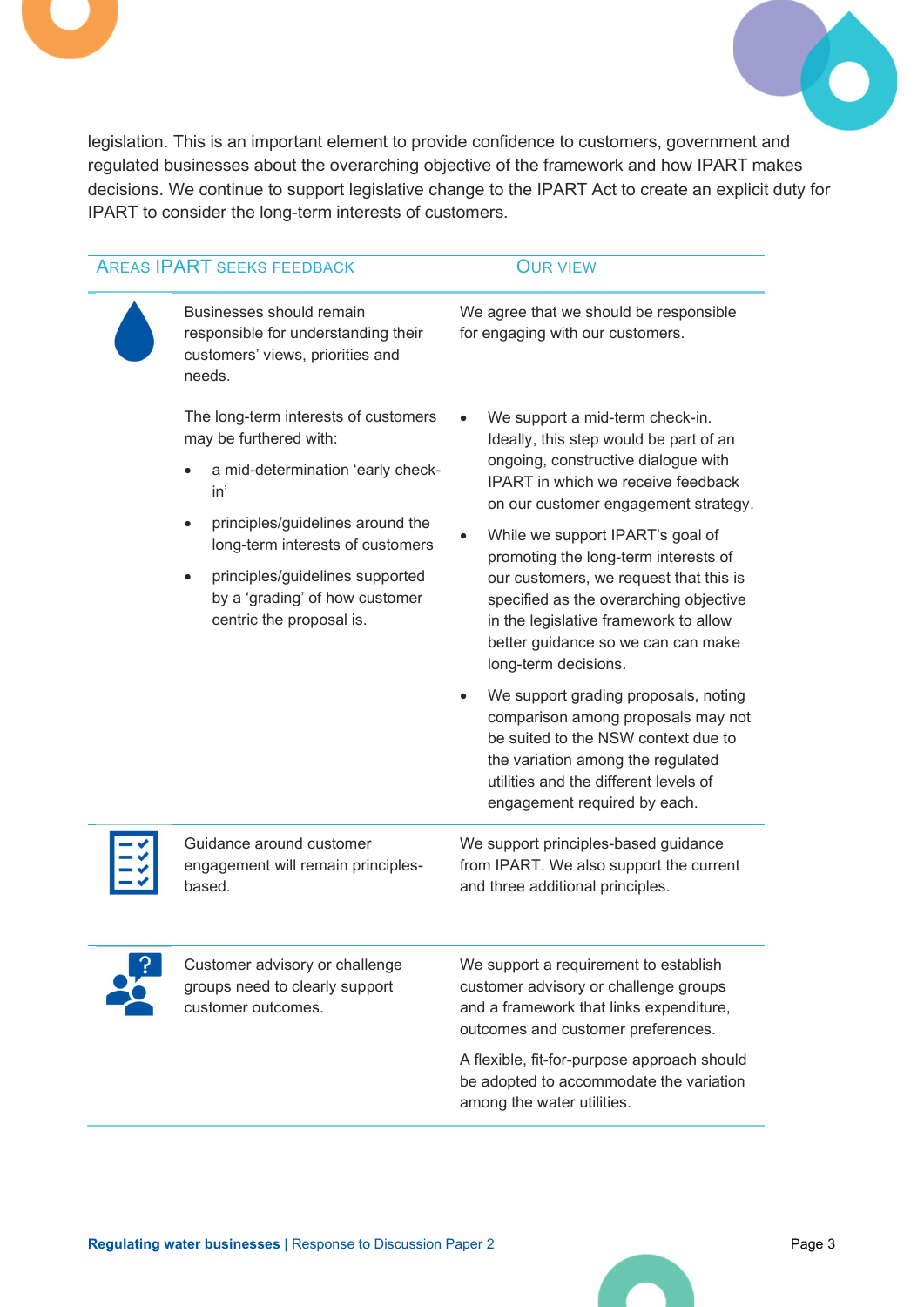legislation. This is an important element to provide confidence to customers, government and regulated businesses about the overarching objective of the framework and how IPART makes decisions. We continue to support legislative change to the IPART Act to create an explicit duty for IPART to consider the long-term interests of customers.

| Areas IPART seeks feedback | Our view |
|---|---|
| Businesses should remain responsible for understanding their customers' views, priorities and needs. | We agree that we should be responsible for engaging with our customers. |
| The long-term interests of customers may be furthered with:<br>• a mid-determination 'early check-in'<br>• principles/guidelines around the long-term interests of customers<br>• principles/guidelines supported by a 'grading' of how customer centric the proposal is. | • We support a mid-term check-in. Ideally, this step would be part of an ongoing, constructive dialogue with IPART in which we receive feedback on our customer engagement strategy.<br>• While we support IPART's goal of promoting the long-term interests of our customers, we request that this is specified as the overarching objective in the legislative framework to allow better guidance so we can can make long-term decisions.<br>• We support grading proposals, noting comparison among proposals may not be suited to the NSW context due to the variation among the regulated utilities and the different levels of engagement required by each. |
| Guidance around customer engagement will remain principles-based. | We support principles-based guidance from IPART. We also support the current and three additional principles. |
| Customer advisory or challenge groups need to clearly support customer outcomes. | We support a requirement to establish customer advisory or challenge groups and a framework that links expenditure, outcomes and customer preferences.<br><br>A flexible, fit-for-purpose approach should be adopted to accommodate the variation among the water utilities. |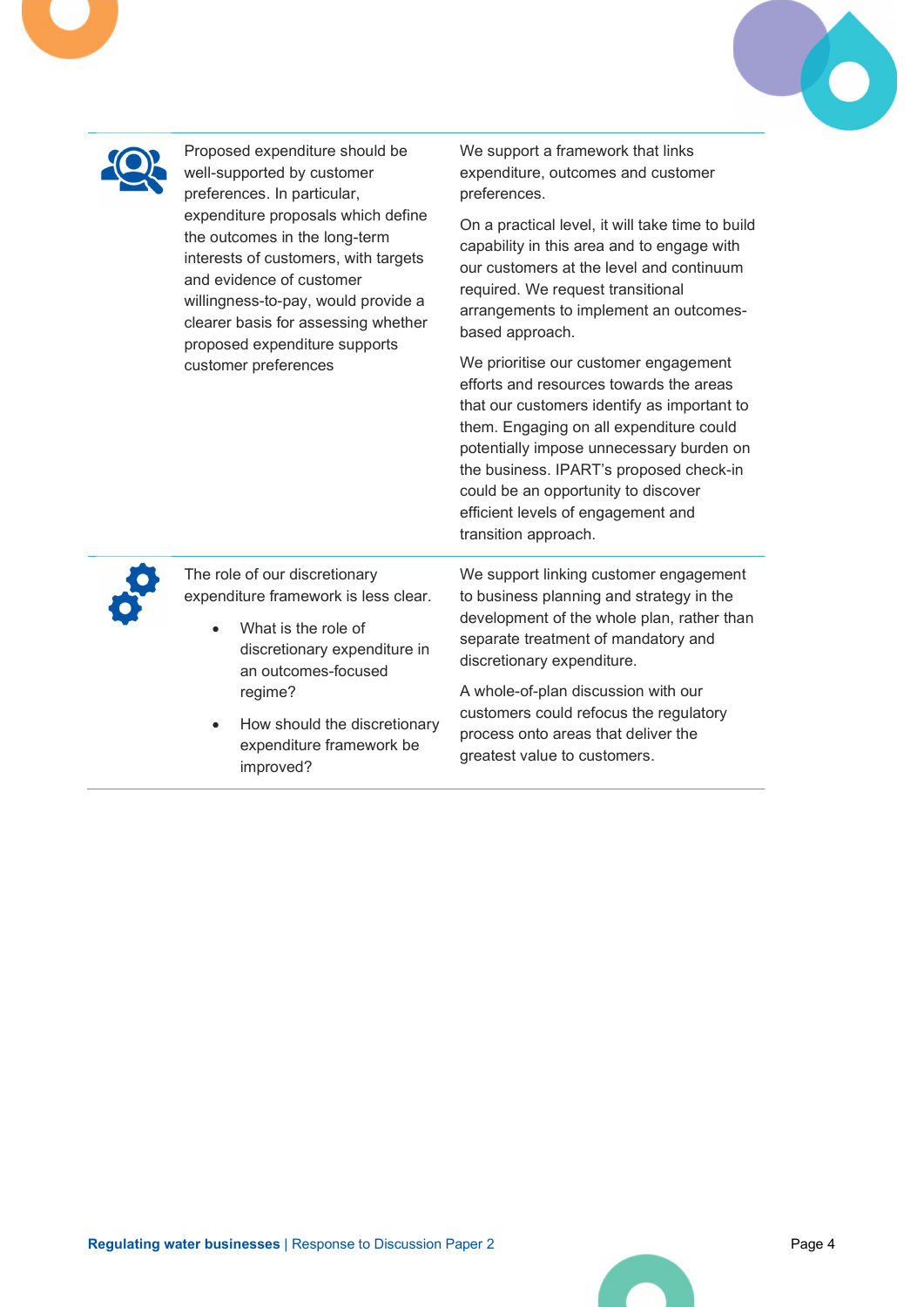| | | |
|---|---|---|
| | Proposed expenditure should be well-supported by customer preferences. In particular, expenditure proposals which define the outcomes in the long-term interests of customers, with targets and evidence of customer willingness-to-pay, would provide a clearer basis for assessing whether proposed expenditure supports customer preferences | We support a framework that links expenditure, outcomes and customer preferences.<br><br>On a practical level, it will take time to build capability in this area and to engage with our customers at the level and continuum required. We request transitional arrangements to implement an outcomes-based approach.<br><br>We prioritise our customer engagement efforts and resources towards the areas that our customers identify as important to them. Engaging on all expenditure could potentially impose unnecessary burden on the business. IPART's proposed check-in could be an opportunity to discover efficient levels of engagement and transition approach. |
| | The role of our discretionary expenditure framework is less clear.<br><br>• What is the role of discretionary expenditure in an outcomes-focused regime?<br><br>• How should the discretionary expenditure framework be improved? | We support linking customer engagement to business planning and strategy in the development of the whole plan, rather than separate treatment of mandatory and discretionary expenditure.<br><br>A whole-of-plan discussion with our customers could refocus the regulatory process onto areas that deliver the greatest value to customers. |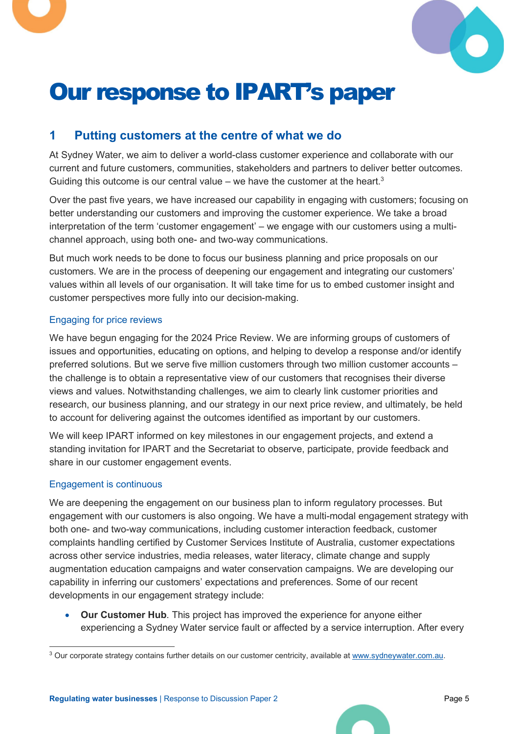# Our response to IPART's paper

## 1 Putting customers at the centre of what we do

At Sydney Water, we aim to deliver a world-class customer experience and collaborate with our current and future customers, communities, stakeholders and partners to deliver better outcomes. Guiding this outcome is our central value – we have the customer at the heart.[3]

Over the past five years, we have increased our capability in engaging with customers; focusing on better understanding our customers and improving the customer experience. We take a broad interpretation of the term 'customer engagement' – we engage with our customers using a multi-channel approach, using both one- and two-way communications.

But much work needs to be done to focus our business planning and price proposals on our customers. We are in the process of deepening our engagement and integrating our customers' values within all levels of our organisation. It will take time for us to embed customer insight and customer perspectives more fully into our decision-making.

### Engaging for price reviews

We have begun engaging for the 2024 Price Review. We are informing groups of customers of issues and opportunities, educating on options, and helping to develop a response and/or identify preferred solutions. But we serve five million customers through two million customer accounts – the challenge is to obtain a representative view of our customers that recognises their diverse views and values. Notwithstanding challenges, we aim to clearly link customer priorities and research, our business planning, and our strategy in our next price review, and ultimately, be held to account for delivering against the outcomes identified as important by our customers.

We will keep IPART informed on key milestones in our engagement projects, and extend a standing invitation for IPART and the Secretariat to observe, participate, provide feedback and share in our customer engagement events.

### Engagement is continuous

We are deepening the engagement on our business plan to inform regulatory processes. But engagement with our customers is also ongoing. We have a multi-modal engagement strategy with both one- and two-way communications, including customer interaction feedback, customer complaints handling certified by Customer Services Institute of Australia, customer expectations across other service industries, media releases, water literacy, climate change and supply augmentation education campaigns and water conservation campaigns. We are developing our capability in inferring our customers' expectations and preferences. Some of our recent developments in our engagement strategy include:

- **Our Customer Hub**. This project has improved the experience for anyone either experiencing a Sydney Water service fault or affected by a service interruption. After every

[3] Our corporate strategy contains further details on our customer centricity, available at www.sydneywater.com.au.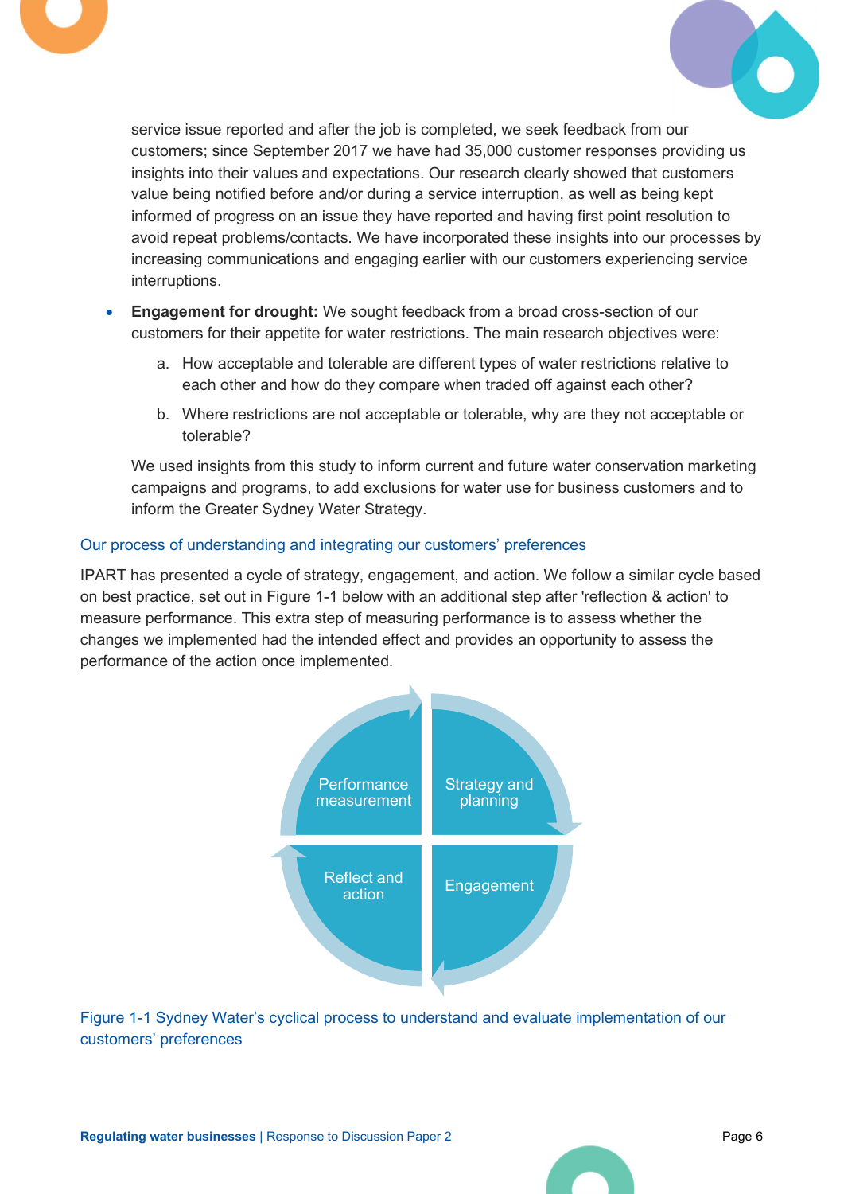service issue reported and after the job is completed, we seek feedback from our customers; since September 2017 we have had 35,000 customer responses providing us insights into their values and expectations. Our research clearly showed that customers value being notified before and/or during a service interruption, as well as being kept informed of progress on an issue they have reported and having first point resolution to avoid repeat problems/contacts. We have incorporated these insights into our processes by increasing communications and engaging earlier with our customers experiencing service interruptions.

- **Engagement for drought:** We sought feedback from a broad cross-section of our customers for their appetite for water restrictions. The main research objectives were:

  a. How acceptable and tolerable are different types of water restrictions relative to each other and how do they compare when traded off against each other?

  b. Where restrictions are not acceptable or tolerable, why are they not acceptable or tolerable?

  We used insights from this study to inform current and future water conservation marketing campaigns and programs, to add exclusions for water use for business customers and to inform the Greater Sydney Water Strategy.

### Our process of understanding and integrating our customers' preferences

IPART has presented a cycle of strategy, engagement, and action. We follow a similar cycle based on best practice, set out in Figure 1-1 below with an additional step after 'reflection & action' to measure performance. This extra step of measuring performance is to assess whether the changes we implemented had the intended effect and provides an opportunity to assess the performance of the action once implemented.

Strategy and planning → Engagement → Reflect and action → Performance measurement

Figure 1-1 Sydney Water's cyclical process to understand and evaluate implementation of our customers' preferences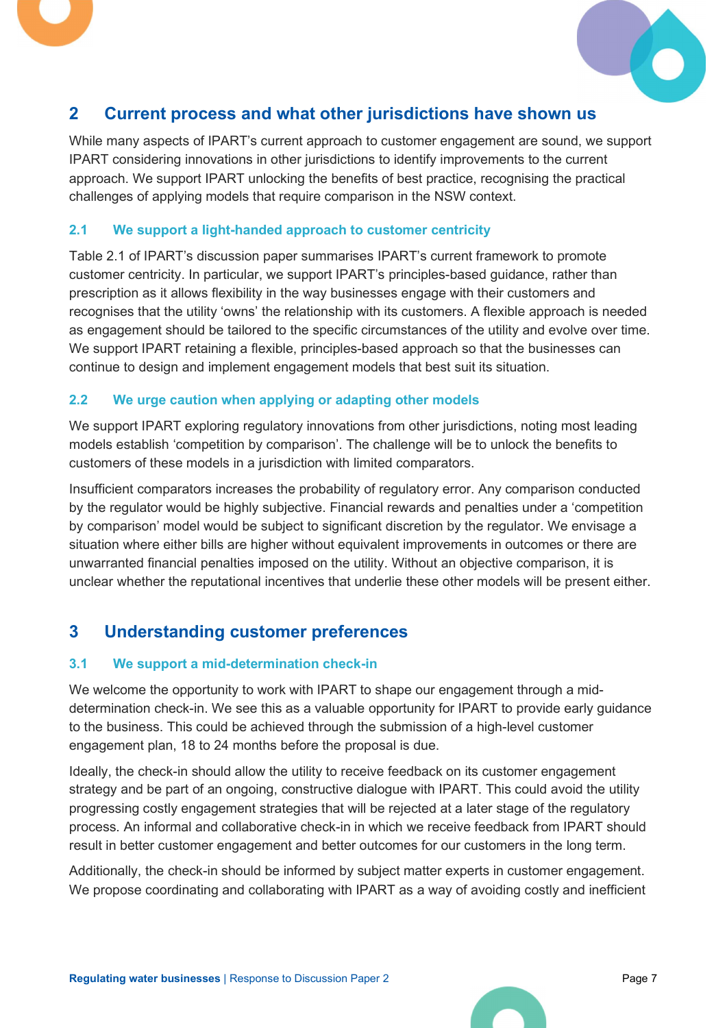## 2 Current process and what other jurisdictions have shown us

While many aspects of IPART's current approach to customer engagement are sound, we support IPART considering innovations in other jurisdictions to identify improvements to the current approach. We support IPART unlocking the benefits of best practice, recognising the practical challenges of applying models that require comparison in the NSW context.

### 2.1 We support a light-handed approach to customer centricity

Table 2.1 of IPART's discussion paper summarises IPART's current framework to promote customer centricity. In particular, we support IPART's principles-based guidance, rather than prescription as it allows flexibility in the way businesses engage with their customers and recognises that the utility 'owns' the relationship with its customers. A flexible approach is needed as engagement should be tailored to the specific circumstances of the utility and evolve over time. We support IPART retaining a flexible, principles-based approach so that the businesses can continue to design and implement engagement models that best suit its situation.

### 2.2 We urge caution when applying or adapting other models

We support IPART exploring regulatory innovations from other jurisdictions, noting most leading models establish 'competition by comparison'. The challenge will be to unlock the benefits to customers of these models in a jurisdiction with limited comparators.

Insufficient comparators increases the probability of regulatory error. Any comparison conducted by the regulator would be highly subjective. Financial rewards and penalties under a 'competition by comparison' model would be subject to significant discretion by the regulator. We envisage a situation where either bills are higher without equivalent improvements in outcomes or there are unwarranted financial penalties imposed on the utility. Without an objective comparison, it is unclear whether the reputational incentives that underlie these other models will be present either.

## 3 Understanding customer preferences

### 3.1 We support a mid-determination check-in

We welcome the opportunity to work with IPART to shape our engagement through a mid-determination check-in. We see this as a valuable opportunity for IPART to provide early guidance to the business. This could be achieved through the submission of a high-level customer engagement plan, 18 to 24 months before the proposal is due.

Ideally, the check-in should allow the utility to receive feedback on its customer engagement strategy and be part of an ongoing, constructive dialogue with IPART. This could avoid the utility progressing costly engagement strategies that will be rejected at a later stage of the regulatory process. An informal and collaborative check-in in which we receive feedback from IPART should result in better customer engagement and better outcomes for our customers in the long term.

Additionally, the check-in should be informed by subject matter experts in customer engagement. We propose coordinating and collaborating with IPART as a way of avoiding costly and inefficient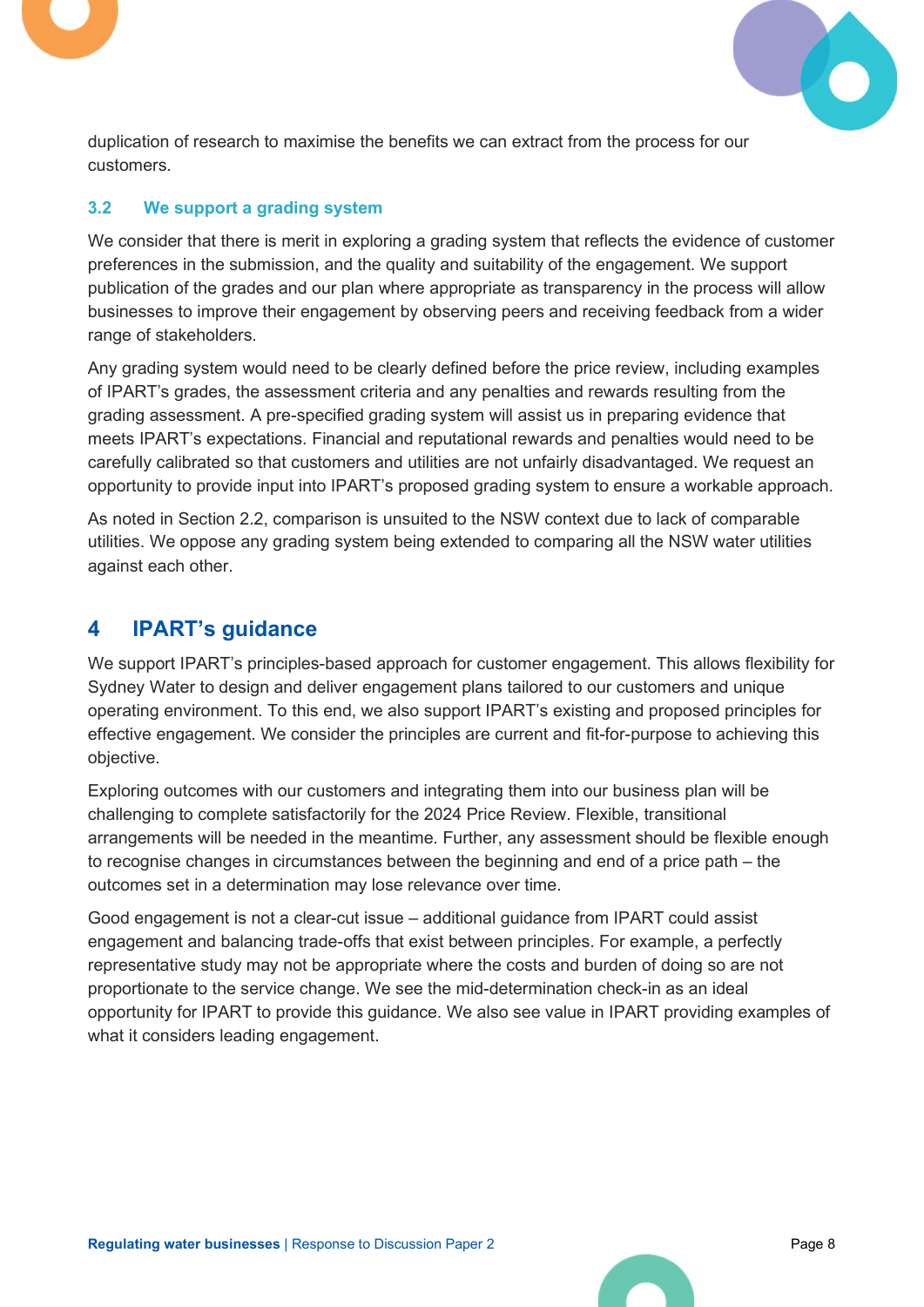duplication of research to maximise the benefits we can extract from the process for our customers.

### 3.2 We support a grading system

We consider that there is merit in exploring a grading system that reflects the evidence of customer preferences in the submission, and the quality and suitability of the engagement. We support publication of the grades and our plan where appropriate as transparency in the process will allow businesses to improve their engagement by observing peers and receiving feedback from a wider range of stakeholders.

Any grading system would need to be clearly defined before the price review, including examples of IPART's grades, the assessment criteria and any penalties and rewards resulting from the grading assessment. A pre-specified grading system will assist us in preparing evidence that meets IPART's expectations. Financial and reputational rewards and penalties would need to be carefully calibrated so that customers and utilities are not unfairly disadvantaged. We request an opportunity to provide input into IPART's proposed grading system to ensure a workable approach.

As noted in Section 2.2, comparison is unsuited to the NSW context due to lack of comparable utilities. We oppose any grading system being extended to comparing all the NSW water utilities against each other.

## 4 IPART's guidance

We support IPART's principles-based approach for customer engagement. This allows flexibility for Sydney Water to design and deliver engagement plans tailored to our customers and unique operating environment. To this end, we also support IPART's existing and proposed principles for effective engagement. We consider the principles are current and fit-for-purpose to achieving this objective.

Exploring outcomes with our customers and integrating them into our business plan will be challenging to complete satisfactorily for the 2024 Price Review. Flexible, transitional arrangements will be needed in the meantime. Further, any assessment should be flexible enough to recognise changes in circumstances between the beginning and end of a price path – the outcomes set in a determination may lose relevance over time.

Good engagement is not a clear-cut issue – additional guidance from IPART could assist engagement and balancing trade-offs that exist between principles. For example, a perfectly representative study may not be appropriate where the costs and burden of doing so are not proportionate to the service change. We see the mid-determination check-in as an ideal opportunity for IPART to provide this guidance. We also see value in IPART providing examples of what it considers leading engagement.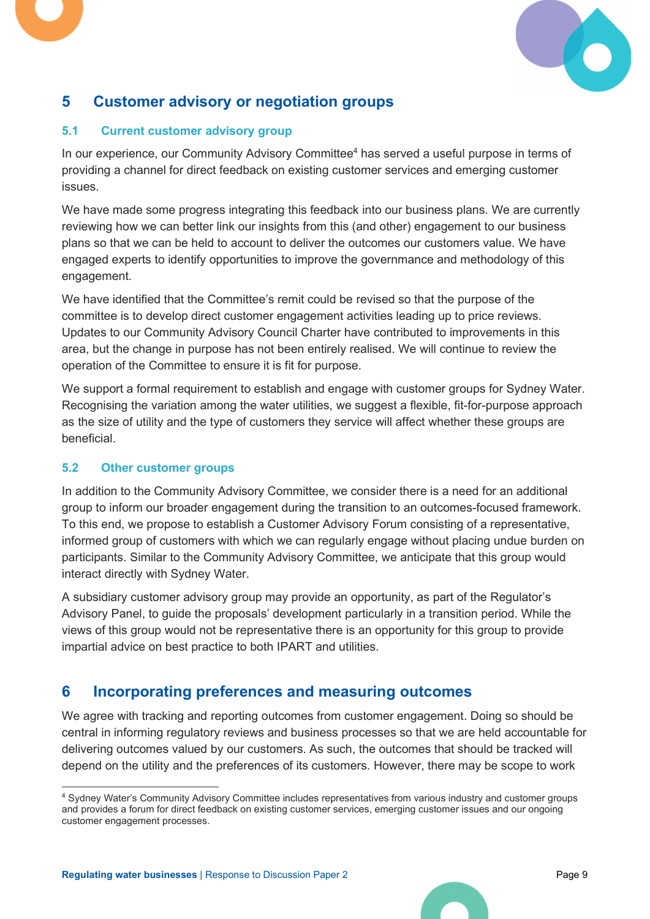## 5 Customer advisory or negotiation groups

### 5.1 Current customer advisory group

In our experience, our Community Advisory Committee[4] has served a useful purpose in terms of providing a channel for direct feedback on existing customer services and emerging customer issues.

We have made some progress integrating this feedback into our business plans. We are currently reviewing how we can better link our insights from this (and other) engagement to our business plans so that we can be held to account to deliver the outcomes our customers value. We have engaged experts to identify opportunities to improve the governance and methodology of this engagement.

We have identified that the Committee's remit could be revised so that the purpose of the committee is to develop direct customer engagement activities leading up to price reviews. Updates to our Community Advisory Council Charter have contributed to improvements in this area, but the change in purpose has not been entirely realised. We will continue to review the operation of the Committee to ensure it is fit for purpose.

We support a formal requirement to establish and engage with customer groups for Sydney Water. Recognising the variation among the water utilities, we suggest a flexible, fit-for-purpose approach as the size of utility and the type of customers they service will affect whether these groups are beneficial.

### 5.2 Other customer groups

In addition to the Community Advisory Committee, we consider there is a need for an additional group to inform our broader engagement during the transition to an outcomes-focused framework. To this end, we propose to establish a Customer Advisory Forum consisting of a representative, informed group of customers with which we can regularly engage without placing undue burden on participants. Similar to the Community Advisory Committee, we anticipate that this group would interact directly with Sydney Water.

A subsidiary customer advisory group may provide an opportunity, as part of the Regulator's Advisory Panel, to guide the proposals' development particularly in a transition period. While the views of this group would not be representative there is an opportunity for this group to provide impartial advice on best practice to both IPART and utilities.

## 6 Incorporating preferences and measuring outcomes

We agree with tracking and reporting outcomes from customer engagement. Doing so should be central in informing regulatory reviews and business processes so that we are held accountable for delivering outcomes valued by our customers. As such, the outcomes that should be tracked will depend on the utility and the preferences of its customers. However, there may be scope to work

[4] Sydney Water's Community Advisory Committee includes representatives from various industry and customer groups and provides a forum for direct feedback on existing customer services, emerging customer issues and our ongoing customer engagement processes.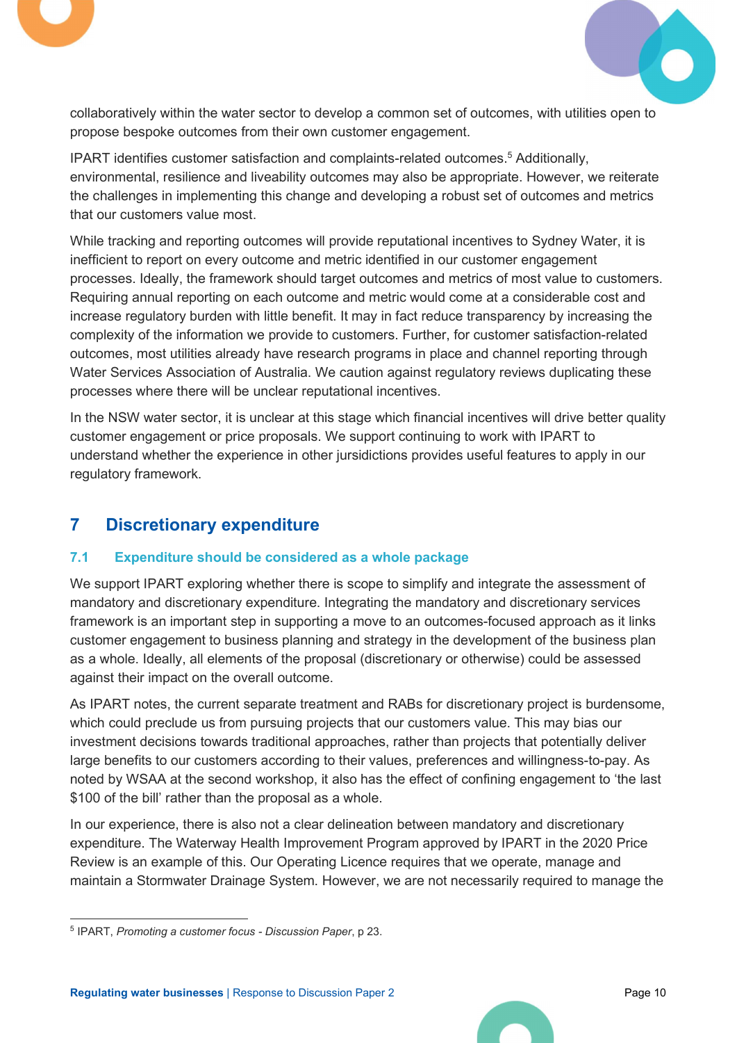collaboratively within the water sector to develop a common set of outcomes, with utilities open to propose bespoke outcomes from their own customer engagement.

IPART identifies customer satisfaction and complaints-related outcomes.[5] Additionally, environmental, resilience and liveability outcomes may also be appropriate. However, we reiterate the challenges in implementing this change and developing a robust set of outcomes and metrics that our customers value most.

While tracking and reporting outcomes will provide reputational incentives to Sydney Water, it is inefficient to report on every outcome and metric identified in our customer engagement processes. Ideally, the framework should target outcomes and metrics of most value to customers. Requiring annual reporting on each outcome and metric would come at a considerable cost and increase regulatory burden with little benefit. It may in fact reduce transparency by increasing the complexity of the information we provide to customers. Further, for customer satisfaction-related outcomes, most utilities already have research programs in place and channel reporting through Water Services Association of Australia. We caution against regulatory reviews duplicating these processes where there will be unclear reputational incentives.

In the NSW water sector, it is unclear at this stage which financial incentives will drive better quality customer engagement or price proposals. We support continuing to work with IPART to understand whether the experience in other jursidictions provides useful features to apply in our regulatory framework.

## 7 Discretionary expenditure

### 7.1 Expenditure should be considered as a whole package

We support IPART exploring whether there is scope to simplify and integrate the assessment of mandatory and discretionary expenditure. Integrating the mandatory and discretionary services framework is an important step in supporting a move to an outcomes-focused approach as it links customer engagement to business planning and strategy in the development of the business plan as a whole. Ideally, all elements of the proposal (discretionary or otherwise) could be assessed against their impact on the overall outcome.

As IPART notes, the current separate treatment and RABs for discretionary project is burdensome, which could preclude us from pursuing projects that our customers value. This may bias our investment decisions towards traditional approaches, rather than projects that potentially deliver large benefits to our customers according to their values, preferences and willingness-to-pay. As noted by WSAA at the second workshop, it also has the effect of confining engagement to 'the last $100 of the bill' rather than the proposal as a whole.

In our experience, there is also not a clear delineation between mandatory and discretionary expenditure. The Waterway Health Improvement Program approved by IPART in the 2020 Price Review is an example of this. Our Operating Licence requires that we operate, manage and maintain a Stormwater Drainage System. However, we are not necessarily required to manage the

---

[5] IPART, *Promoting a customer focus - Discussion Paper*, p 23.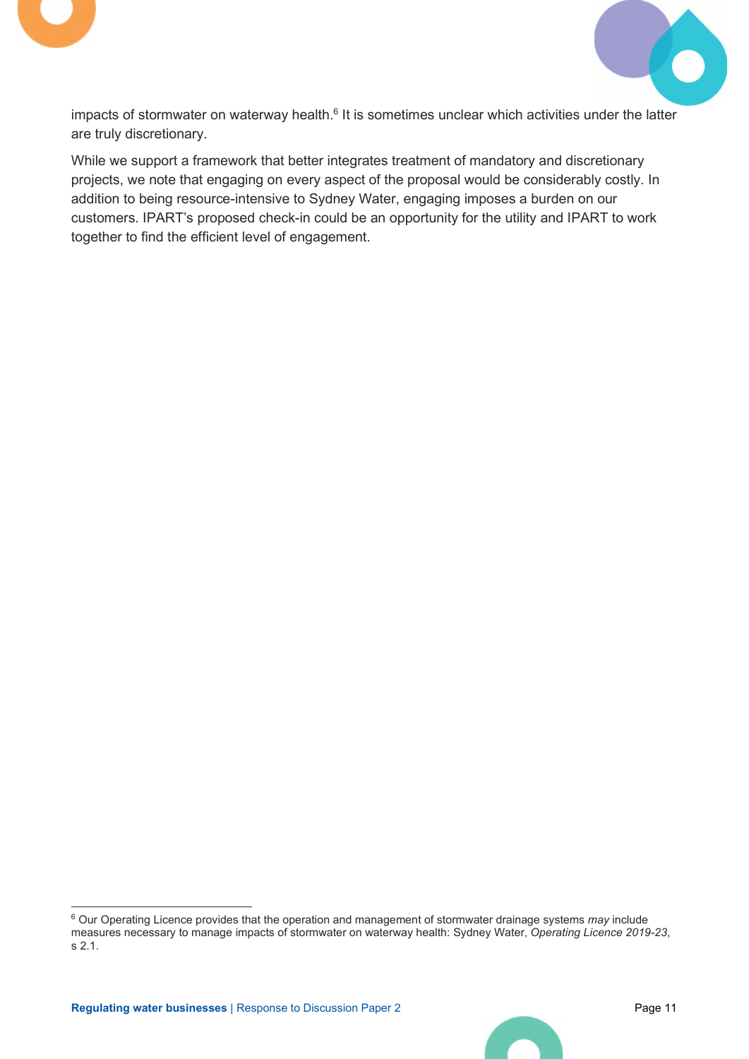impacts of stormwater on waterway health.[6] It is sometimes unclear which activities under the latter are truly discretionary.

While we support a framework that better integrates treatment of mandatory and discretionary projects, we note that engaging on every aspect of the proposal would be considerably costly. In addition to being resource-intensive to Sydney Water, engaging imposes a burden on our customers. IPART's proposed check-in could be an opportunity for the utility and IPART to work together to find the efficient level of engagement.

---

[6] Our Operating Licence provides that the operation and management of stormwater drainage systems *may* include measures necessary to manage impacts of stormwater on waterway health: Sydney Water, *Operating Licence 2019-23*, s 2.1.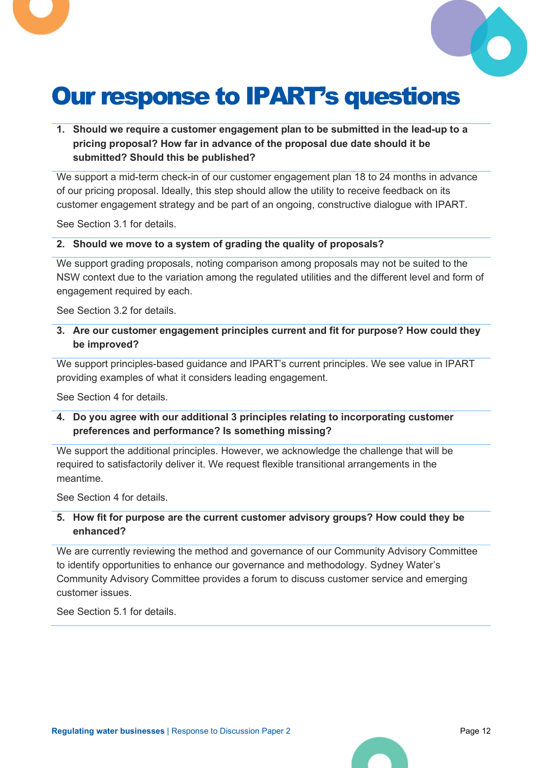# Our response to IPART's questions

**1. Should we require a customer engagement plan to be submitted in the lead-up to a pricing proposal? How far in advance of the proposal due date should it be submitted? Should this be published?**

We support a mid-term check-in of our customer engagement plan 18 to 24 months in advance of our pricing proposal. Ideally, this step should allow the utility to receive feedback on its customer engagement strategy and be part of an ongoing, constructive dialogue with IPART.

See Section 3.1 for details.

**2. Should we move to a system of grading the quality of proposals?**

We support grading proposals, noting comparison among proposals may not be suited to the NSW context due to the variation among the regulated utilities and the different level and form of engagement required by each.

See Section 3.2 for details.

**3. Are our customer engagement principles current and fit for purpose? How could they be improved?**

We support principles-based guidance and IPART's current principles. We see value in IPART providing examples of what it considers leading engagement.

See Section 4 for details.

**4. Do you agree with our additional 3 principles relating to incorporating customer preferences and performance? Is something missing?**

We support the additional principles. However, we acknowledge the challenge that will be required to satisfactorily deliver it. We request flexible transitional arrangements in the meantime.

See Section 4 for details.

**5. How fit for purpose are the current customer advisory groups? How could they be enhanced?**

We are currently reviewing the method and governance of our Community Advisory Committee to identify opportunities to enhance our governance and methodology. Sydney Water's Community Advisory Committee provides a forum to discuss customer service and emerging customer issues.

See Section 5.1 for details.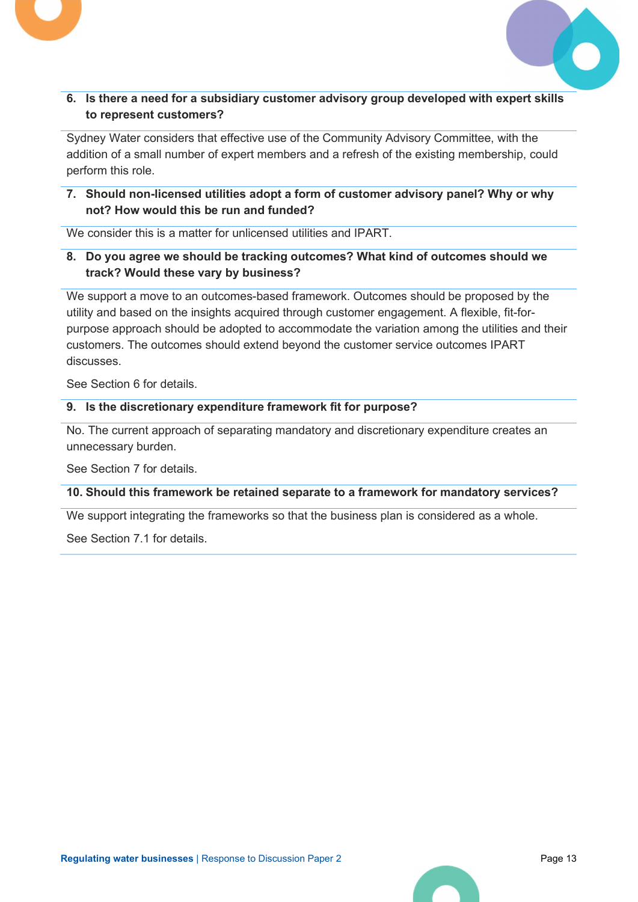**6. Is there a need for a subsidiary customer advisory group developed with expert skills to represent customers?**

Sydney Water considers that effective use of the Community Advisory Committee, with the addition of a small number of expert members and a refresh of the existing membership, could perform this role.

**7. Should non-licensed utilities adopt a form of customer advisory panel? Why or why not? How would this be run and funded?**

We consider this is a matter for unlicensed utilities and IPART.

**8. Do you agree we should be tracking outcomes? What kind of outcomes should we track? Would these vary by business?**

We support a move to an outcomes-based framework. Outcomes should be proposed by the utility and based on the insights acquired through customer engagement. A flexible, fit-for-purpose approach should be adopted to accommodate the variation among the utilities and their customers. The outcomes should extend beyond the customer service outcomes IPART discusses.

See Section 6 for details.

**9. Is the discretionary expenditure framework fit for purpose?**

No. The current approach of separating mandatory and discretionary expenditure creates an unnecessary burden.

See Section 7 for details.

**10. Should this framework be retained separate to a framework for mandatory services?**

We support integrating the frameworks so that the business plan is considered as a whole.

See Section 7.1 for details.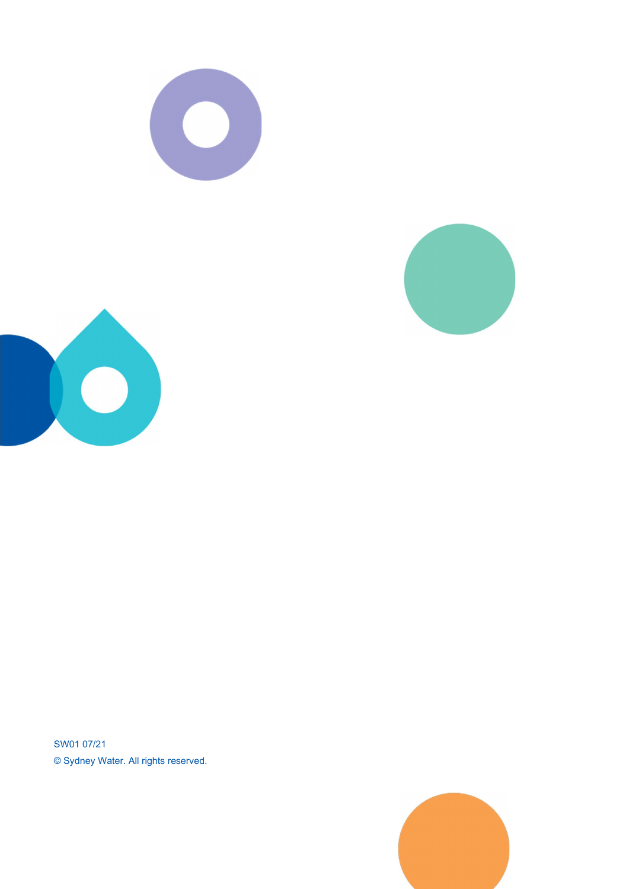SW01 07/21

© Sydney Water. All rights reserved.